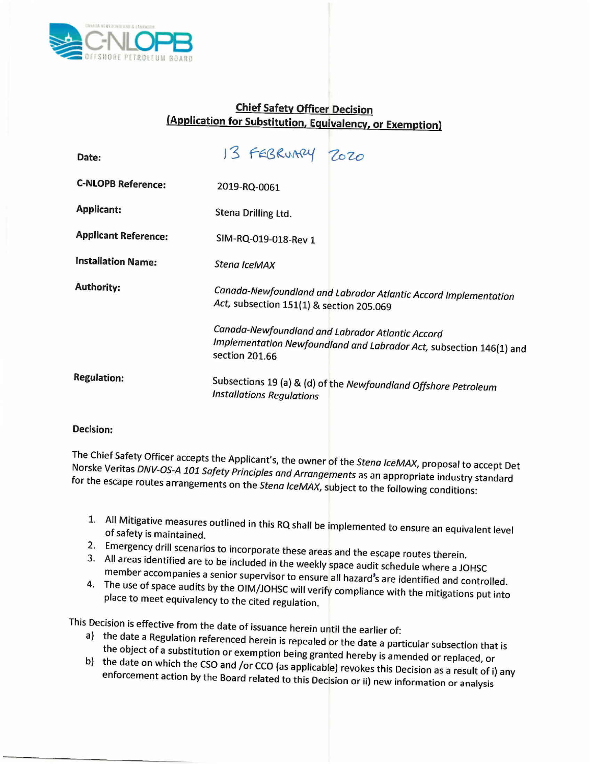CANADA NEWFOUNDLAND & LABRADOR
C-NLOPB
OFFSHORE PETROLEUM BOARD

## Chief Safety Officer Decision
## (Application for Substitution, Equivalency, or Exemption)

**Date:** 13 FEBRUARY 2020

**C-NLOPB Reference:** 2019-RQ-0061

**Applicant:** Stena Drilling Ltd.

**Applicant Reference:** SIM-RQ-019-018-Rev 1

**Installation Name:** *Stena IceMAX*

**Authority:** *Canada-Newfoundland and Labrador Atlantic Accord Implementation Act,* subsection 151(1) & section 205.069

*Canada-Newfoundland and Labrador Atlantic Accord Implementation Newfoundland and Labrador Act,* subsection 146(1) and section 201.66

**Regulation:** Subsections 19 (a) & (d) of the *Newfoundland Offshore Petroleum Installations Regulations*

**Decision:**

The Chief Safety Officer accepts the Applicant's, the owner of the *Stena IceMAX*, proposal to accept Det Norske Veritas *DNV-OS-A 101 Safety Principles and Arrangements* as an appropriate industry standard for the escape routes arrangements on the *Stena IceMAX*, subject to the following conditions:

1. All Mitigative measures outlined in this RQ shall be implemented to ensure an equivalent level of safety is maintained.
2. Emergency drill scenarios to incorporate these areas and the escape routes therein.
3. All areas identified are to be included in the weekly space audit schedule where a JOHSC member accompanies a senior supervisor to ensure all hazard's are identified and controlled.
4. The use of space audits by the OIM/JOHSC will verify compliance with the mitigations put into place to meet equivalency to the cited regulation.

This Decision is effective from the date of issuance herein until the earlier of:

a) the date a Regulation referenced herein is repealed or the date a particular subsection that is the object of a substitution or exemption being granted hereby is amended or replaced, or
b) the date on which the CSO and /or CCO (as applicable) revokes this Decision as a result of i) any enforcement action by the Board related to this Decision or ii) new information or analysis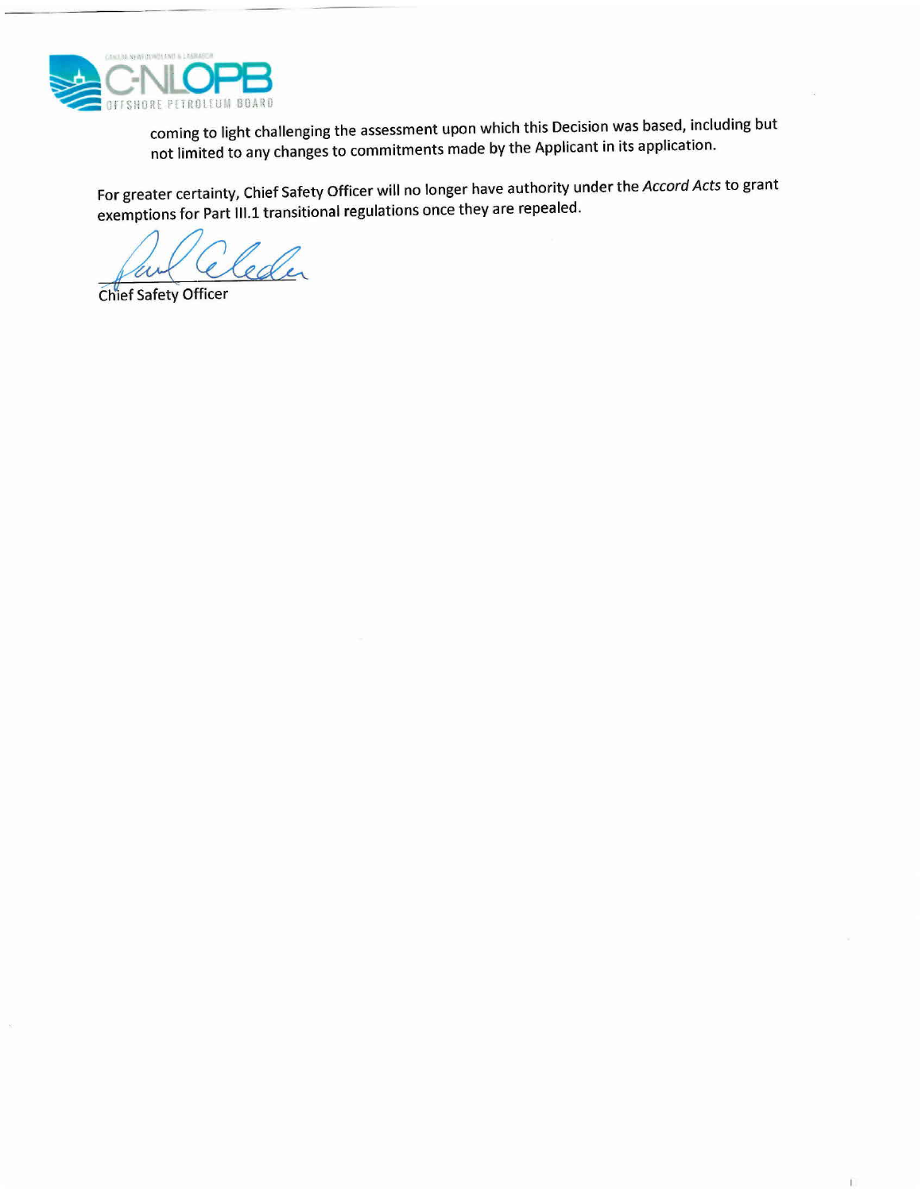coming to light challenging the assessment upon which this Decision was based, including but not limited to any changes to commitments made by the Applicant in its application.

For greater certainty, Chief Safety Officer will no longer have authority under the *Accord Acts* to grant exemptions for Part III.1 transitional regulations once they are repealed.

Chief Safety Officer